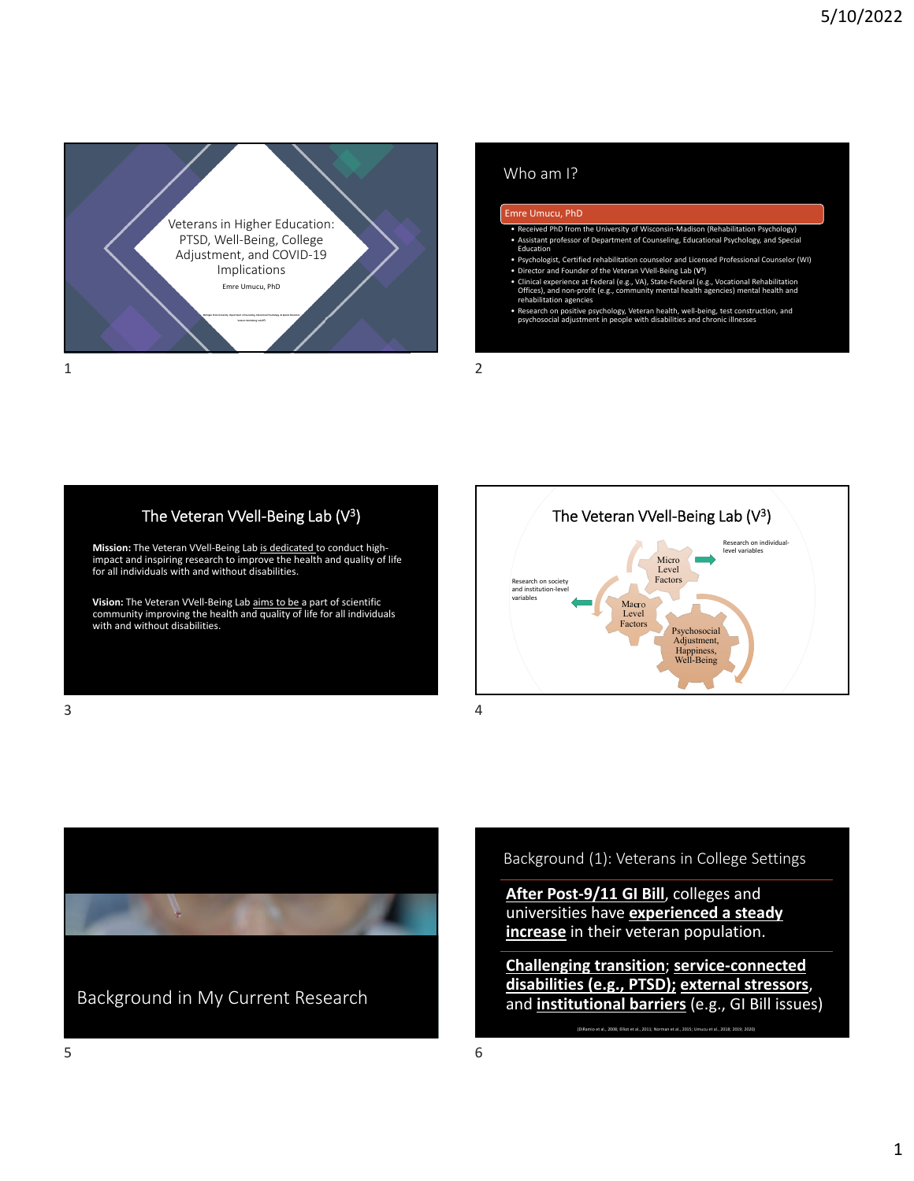## Veterans in Higher Education: PTSD, Well-Being, College Adjustment, and COVID-19 Implications

Emre Umucu, PhD

Michigan State University, Department of Counseling, Educational Psychology, & Special Education

Veteran Well-Being Lab (V³)

## Who am I?

**Emre Umucu, PhD**

- Received PhD from the University of Wisconsin-Madison (Rehabilitation Psychology)
- Assistant professor of Department of Counseling, Educational Psychology, and Special Education
- Psychologist, Certified rehabilitation counselor and Licensed Professional Counselor (WI)
- Director and Founder of the Veteran VVell-Being Lab (**V³**)
- Clinical experience at Federal (e.g., VA), State-Federal (e.g., Vocational Rehabilitation Offices), and non-profit (e.g., community mental health agencies) mental health and rehabilitation agencies
- Research on positive psychology, Veteran health, well-being, test construction, and psychosocial adjustment in people with disabilities and chronic illnesses

## The Veteran VVell-Being Lab (V³)

**Mission:** The Veteran VVell-Being Lab is dedicated to conduct high-impact and inspiring research to improve the health and quality of life for all individuals with and without disabilities.

**Vision:** The Veteran VVell-Being Lab aims to be a part of scientific community improving the health and quality of life for all individuals with and without disabilities.

## The Veteran VVell-Being Lab (V³)

Research on individual-level variables — Micro Level Factors

Research on society and institution-level variables — Macro Level Factors

Psychosocial Adjustment, Happiness, Well-Being

## Background in My Current Research

## Background (1): Veterans in College Settings

**After Post-9/11 GI Bill**, colleges and universities have **experienced a steady increase** in their veteran population.

**Challenging transition**; **service-connected disabilities (e.g., PTSD)**; **external stressors**, and **institutional barriers** (e.g., GI Bill issues)

(DiRamio et al., 2008; Elliot et al., 2011; Norman et al., 2015; Umucu et al., 2018; 2019; 2020)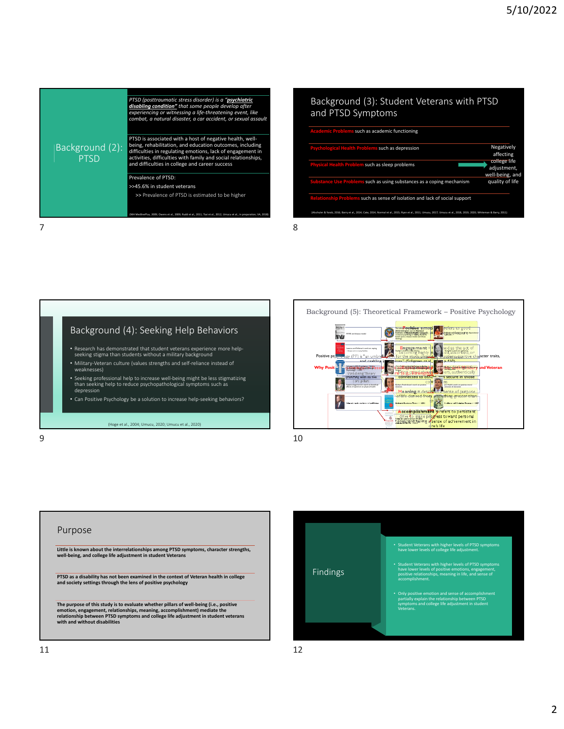## Background (2): PTSD

*PTSD (posttraumatic stress disorder) is a "**psychiatric disabling condition**" that some people develop after experiencing or witnessing a life-threatening event, like combat, a natural disaster, a car accident, or sexual assault*

PTSD is associated with a host of negative health, well-being, rehabilitation, and education outcomes, including difficulties in regulating emotions, lack of engagement in activities, difficulties with family and social relationships, and difficulties in college and career success

Prevalence of PTSD:

>>45.6% in student veterans

>> Prevalence of PTSD is estimated to be higher

(NIH MedlinePlus, 2009; Owens et al., 2009; Rudd et al., 2011; Tsai et al., 2012; Umucu et al., in preparation; VA, 2018)

## Background (3): Student Veterans with PTSD and PTSD Symptoms

- **Academic Problems** such as academic functioning
- **Psychological Health Problems** such as depression
- **Physical Health Problem** such as sleep problems
- **Substance Use Problems** such as using substances as a coping mechanism
- **Relationship Problems** such as sense of isolation and lack of social support

→ Negatively affecting college life adjustment, well-being, and quality of life

(Alschuler & Yarab, 2016; Barry et al., 2014; Cate, 2014; Normal et al., 2015; Ryan et al., 2011; Umucu, 2017; Umucu et al., 2018, 2019, 2020; Whiteman & Barry, 2011)

## Background (4): Seeking Help Behaviors

- Research has demonstrated that student veterans experience more help-seeking stigma than students without a military background
- Military-Veteran culture (values strengths and self-reliance instead of weaknesses)
- Seeking professional help to increase well-being might be less stigmatizing than seeking help to reduce psychopathological symptoms such as depression
- Can Positive Psychology be a solution to increase help-seeking behaviors?

(Hoge et al., 2004; Umucu, 2020; Umucu et al., 2020)

## Background (5): Theoretical Framework – Positive Psychology

Positive psychology (PP) is "an umbrella term for the study of positive emotions, positive character traits, and enabling institutions" (Seligman et al., 2005, p. 410)

Why Positive Psychology for Military and Veteran

Well-Being Theory (PERMA) with its five core pillars

**Positive emotion** = refers to good feelings

**Engagement** = described as the act of "becoming highly absorbed, or involved in activities"

**Relationships** = feeling connected to others, authentically connected to others and secure in those connections

**Meaning** = described as a sense of purpose of life derived from something greater than oneself

**Accomplishment** = refers to persistent drive to make progress toward personal goals, having a sense of achievement in one's life

## Purpose

**Little is known about the interrelationships among PTSD symptoms, character strengths, well-being, and college life adjustment in student Veterans**

**PTSD as a disability has not been examined in the context of Veteran health in college and society settings through the lens of positive psychology**

**The purpose of this study is to evaluate whether pillars of well-being (i.e., positive emotion, engagement, relationships, meaning, accomplishment) mediate the relationship between PTSD symptoms and college life adjustment in student veterans with and without disabilities**

## Findings

- Student Veterans with higher levels of PTSD symptoms have lower levels of college life adjustment.
- Student Veterans with higher levels of PTSD symptoms have lower levels of positive emotions, engagement, positive relationships, meaning in life, and sense of accomplishment.
- Only positive emotion and sense of accomplishment partially explain the relationship between PTSD symptoms and college life adjustment in student Veterans.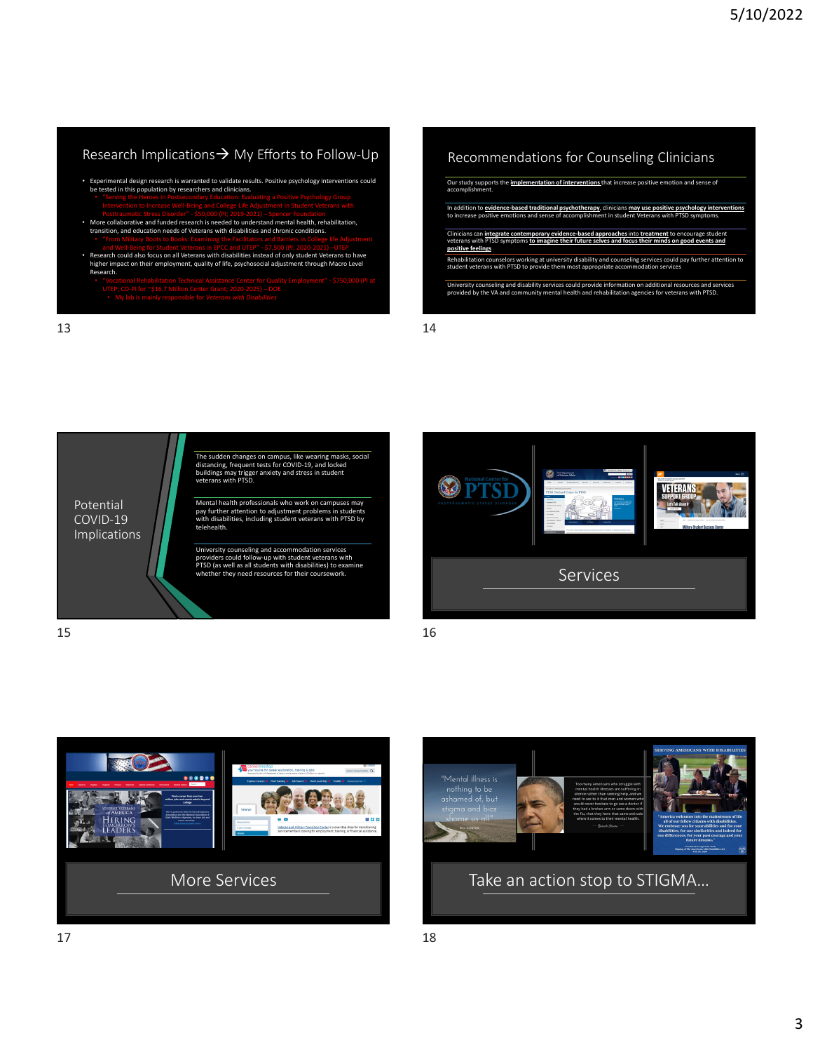## Research Implications→ My Efforts to Follow-Up

- Experimental design research is warranted to validate results. Positive psychology interventions could be tested in this population by researchers and clinicians.
  - "Serving the Heroes in Postsecondary Education: Evaluating a Positive Psychology Group Intervention to Increase Well-Being and College Life Adjustment in Student Veterans with Posttraumatic Stress Disorder" - $50,000 (PI; 2019-2021) – Spencer Foundation
- More collaborative and funded research is needed to understand mental health, rehabilitation, transition, and education needs of Veterans with disabilities and chronic conditions.
  - "From Military Boots to Books: Examining the Facilitators and Barriers in College life Adjustment and Well-Being for Student Veterans in EPCC and UTEP" - $7,500 (PI; 2020-2021) –UTEP
- Research could also focus on all Veterans with disabilities instead of only student Veterans to have higher impact on their employment, quality of life, psychosocial adjustment through Macro Level Research.
  - "Vocational Rehabilitation Technical Assistance Center for Quality Employment" - $750,000 (PI at UTEP; CO-PI for ~$16.7 Million Center Grant; 2020-2025) – DOE
    - My lab is mainly responsible for *Veterans with Disabilities*

## Recommendations for Counseling Clinicians

Our study supports the **implementation of interventions** that increase positive emotion and sense of accomplishment.

In addition to **evidence-based traditional psychotherapy**, clinicians **may use positive psychology interventions** to increase positive emotions and sense of accomplishment in student Veterans with PTSD symptoms.

Clinicians can **integrate contemporary evidence-based approaches** into **treatment** to encourage student veterans with PTSD symptoms **to imagine their future selves and focus their minds on good events and positive feelings**

Rehabilitation counselors working at university disability and counseling services could pay further attention to student veterans with PTSD to provide them most appropriate accommodation services

University counseling and disability services could provide information on additional resources and services provided by the VA and community mental health and rehabilitation agencies for veterans with PTSD.

## Potential COVID-19 Implications

The sudden changes on campus, like wearing masks, social distancing, frequent tests for COVID-19, and locked buildings may trigger anxiety and stress in student veterans with PTSD.

Mental health professionals who work on campuses may pay further attention to adjustment problems in students with disabilities, including student veterans with PTSD by telehealth.

University counseling and accommodation services providers could follow-up with student veterans with PTSD (as well as all students with disabilities) to examine whether they need resources for their coursework.

## Services

## More Services

## Take an action stop to STIGMA…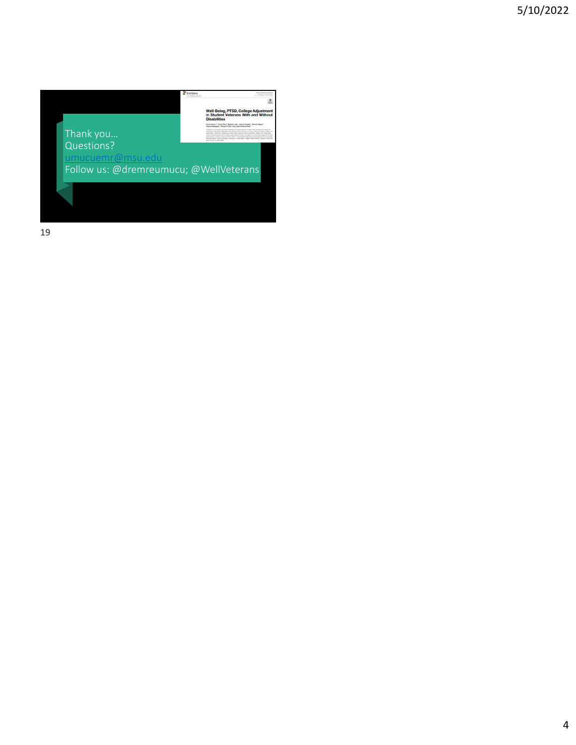Thank you…

Questions?

umucuemr@msu.edu

Follow us: @dremreumucu; @WellVeterans

**Well-Being, PTSD, College Adjustment in Student Veterans With and Without Disabilities**